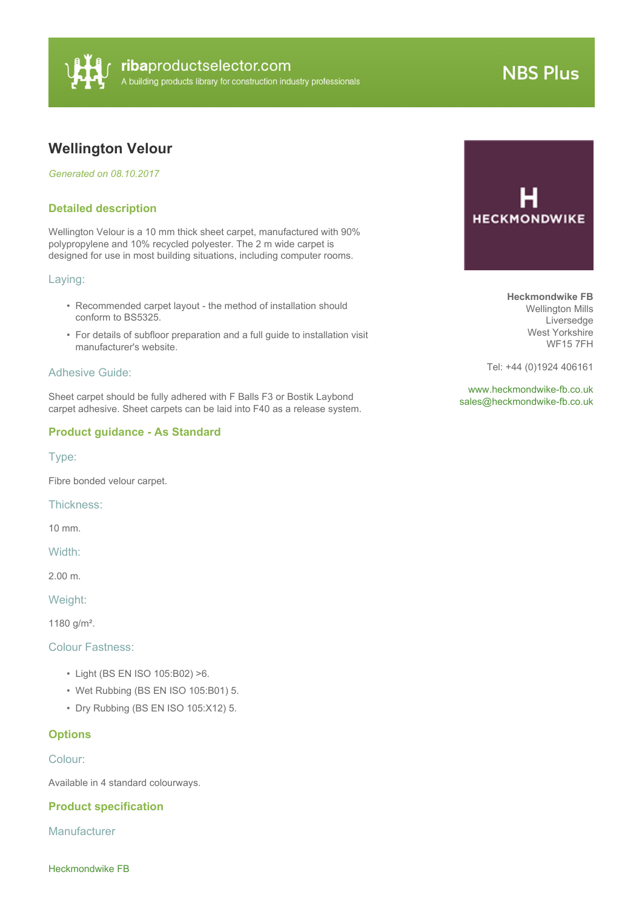ribaproductselector.com
A building products library for construction industry professionals

NBS Plus

# Wellington Velour

*Generated on 08.10.2017*

**Heckmondwike FB**
Wellington Mills
Liversedge
West Yorkshire
WF15 7FH

Tel: +44 (0)1924 406161

www.heckmondwike-fb.co.uk
sales@heckmondwike-fb.co.uk

## Detailed description

Wellington Velour is a 10 mm thick sheet carpet, manufactured with 90% polypropylene and 10% recycled polyester. The 2 m wide carpet is designed for use in most building situations, including computer rooms.

### Laying:

- Recommended carpet layout - the method of installation should conform to BS5325.
- For details of subfloor preparation and a full guide to installation visit manufacturer's website.

### Adhesive Guide:

Sheet carpet should be fully adhered with F Balls F3 or Bostik Laybond carpet adhesive. Sheet carpets can be laid into F40 as a release system.

## Product guidance - As Standard

### Type:

Fibre bonded velour carpet.

### Thickness:

10 mm.

### Width:

2.00 m.

### Weight:

1180 g/m².

### Colour Fastness:

- Light (BS EN ISO 105:B02) >6.
- Wet Rubbing (BS EN ISO 105:B01) 5.
- Dry Rubbing (BS EN ISO 105:X12) 5.

## Options

### Colour:

Available in 4 standard colourways.

## Product specification

### Manufacturer

Heckmondwike FB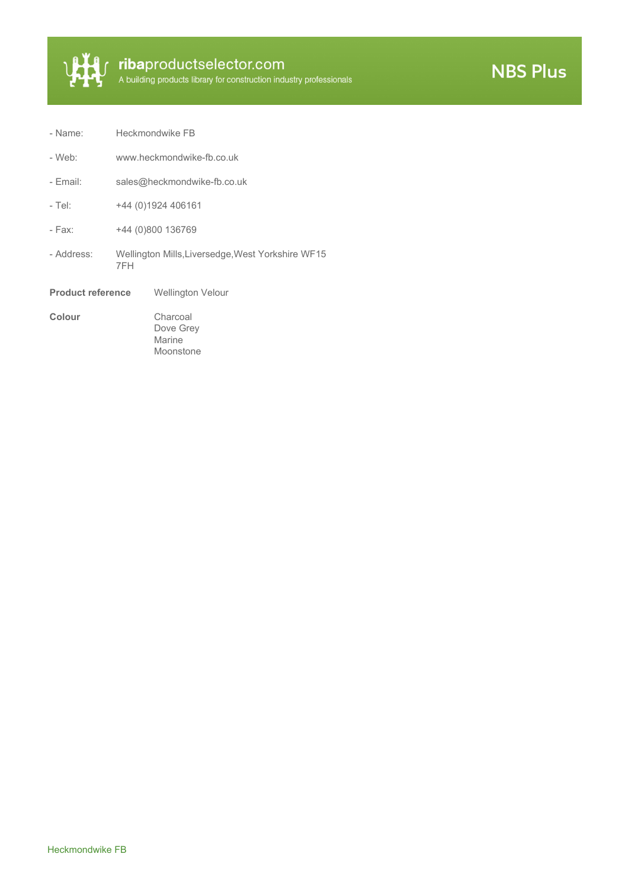- Name: Heckmondwike FB

- Web: www.heckmondwike-fb.co.uk

- Email: sales@heckmondwike-fb.co.uk

- Tel: +44 (0)1924 406161

- Fax: +44 (0)800 136769

- Address: Wellington Mills,Liversedge,West Yorkshire WF15 7FH

| | |
|---|---|
| **Product reference** | Wellington Velour |
| **Colour** | Charcoal<br>Dove Grey<br>Marine<br>Moonstone |